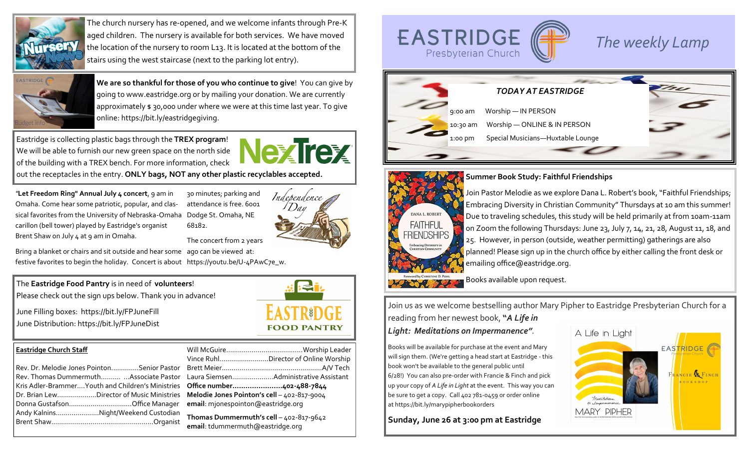The church nursery has re-opened, and we welcome infants through Pre-K aged children. The nursery is available for both services. We have moved the location of the nursery to room L13. It is located at the bottom of the stairs using the west staircase (next to the parking lot entry).

**We are so thankful for those of you who continue to give**! You can give by going to www.eastridge.org or by mailing your donation. We are currently approximately $ 30,000 under where we were at this time last year. To give online: https://bit.ly/eastridgegiving.

Eastridge is collecting plastic bags through the **TREX program**! We will be able to furnish our new green space on the north side of the building with a TREX bench. For more information, check out the receptacles in the entry. **ONLY bags, NOT any other plastic recyclables accepted.**

"**Let Freedom Ring" Annual July 4 concert**, 9 am in Omaha. Come hear some patriotic, popular, and classical favorites from the University of Nebraska-Omaha carillon (bell tower) played by Eastridge's organist Brent Shaw on July 4 at 9 am in Omaha.

Bring a blanket or chairs and sit outside and hear some festive favorites to begin the holiday. Concert is about 30 minutes; parking and attendance is free. 6001 Dodge St. Omaha, NE 68182.

The concert from 2 years ago can be viewed at: https://youtu.be/U-4PAwC7e_w.

The **Eastridge Food Pantry** is in need of **volunteers**!
Please check out the sign ups below. Thank you in advance!

June Filling boxes: https://bit.ly/FPJuneFill
June Distribution: https://bit.ly/FPJuneDist

**Eastridge Church Staff**

Rev. Dr. Melodie Jones Pointon..............Senior Pastor
Rev. Thomas Dummermuth.......... ...Associate Pastor
Kris Adler-Brammer....Youth and Children's Ministries
Dr. Brian Lew....................Director of Music Ministries
Donna Gustafson................................Office Manager
Andy Kalnins......................Night/Weekend Custodian
Brent Shaw....................................................Organist
Will McGuire.......................................Worship Leader
Vince Ruhl.........................Director of Online Worship
Brett Meier..................................................A/V Tech
Laura Siemsen.....................Administrative Assistant
**Office number.......................402-488-7844**
**Melodie Jones Pointon's cell** – 402-817-9004
**email**: mjonespointon@eastridge.org
**Thomas Dummermuth's cell** – 402-817-9642
**email**: tdummermuth@eastridge.org

# EASTRIDGE Presbyterian Church

## *The weekly Lamp*

### *TODAY AT EASTRIDGE*

| | |
|---|---|
| 9:00 am | Worship — IN PERSON |
| 10:30 am | Worship — ONLINE & IN PERSON |
| 1:00 pm | Special Musicians—Huxtable Lounge |

**Summer Book Study: Faithful Friendships**

Join Pastor Melodie as we explore Dana L. Robert's book, "Faithful Friendships; Embracing Diversity in Christian Community" Thursdays at 10 am this summer! Due to traveling schedules, this study will be held primarily at from 10am-11am on Zoom the following Thursdays: June 23, July 7, 14, 21, 28, August 11, 18, and 25. However, in person (outside, weather permitting) gatherings are also planned! Please sign up in the church office by either calling the front desk or emailing office@eastridge.org.

Books available upon request.

Join us as we welcome bestselling author Mary Pipher to Eastridge Presbyterian Church for a reading from her newest book, **"*A Life in Light: Meditations on Impermanence"*.**

Books will be available for purchase at the event and Mary will sign them. (We're getting a head start at Eastridge - this book won't be available to the general public until 6/28!) You can also pre-order with Francie & Finch and pick up your copy of *A Life in Light* at the event. This way you can be sure to get a copy. Call 402 781-0459 or order online at https://bit.ly/marypipherbookorders

**Sunday, June 26 at 3:00 pm at Eastridge**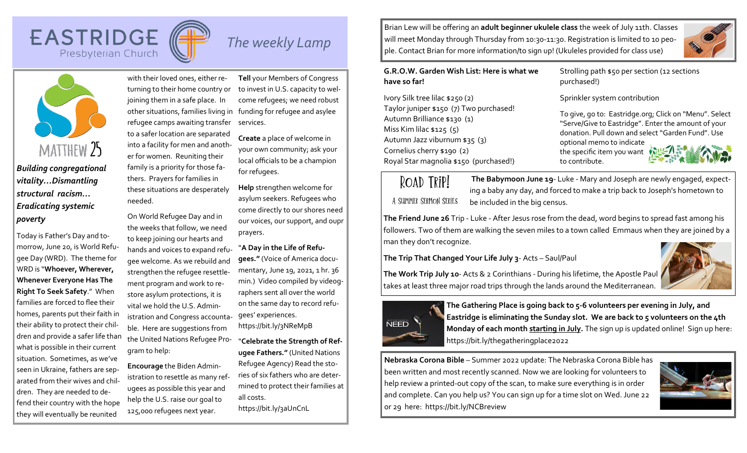# EASTRIDGE Presbyterian Church

*The weekly Lamp*

MATTHEW 25

***Building congregational vitality…Dismantling structural racism… Eradicating systemic poverty***

Today is Father's Day and tomorrow, June 20, is World Refugee Day (WRD). The theme for WRD is "**Whoever, Wherever, Whenever Everyone Has The Right To Seek Safety**." When families are forced to flee their homes, parents put their faith in their ability to protect their children and provide a safer life than what is possible in their current situation. Sometimes, as we've seen in Ukraine, fathers are separated from their wives and children. They are needed to defend their country with the hope they will eventually be reunited with their loved ones, either returning to their home country or joining them in a safe place. In other situations, families living in refugee camps awaiting transfer to a safer location are separated into a facility for men and another for women. Reuniting their family is a priority for those fathers. Prayers for families in these situations are desperately needed.

On World Refugee Day and in the weeks that follow, we need to keep joining our hearts and hands and voices to expand refugee welcome. As we rebuild and strengthen the refugee resettlement program and work to restore asylum protections, it is vital we hold the U.S. Administration and Congress accountable. Here are suggestions from the United Nations Refugee Program to help:

**Encourage** the Biden Administration to resettle as many refugees as possible this year and help the U.S. raise our goal to 125,000 refugees next year.

**Tell** your Members of Congress to invest in U.S. capacity to welcome refugees; we need robust funding for refugee and asylee services.

**Create** a place of welcome in your own community; ask your local officials to be a champion for refugees.

**Help** strengthen welcome for asylum seekers. Refugees who come directly to our shores need our voices, our support, and oupr prayers.

"**A Day in the Life of Refugees."** (Voice of America documentary, June 19, 2021, 1 hr. 36 min.) Video compiled by videographers sent all over the world on the same day to record refugees' experiences. https://bit.ly/3NReMpB

"**Celebrate the Strength of Refugee Fathers."** (United Nations Refugee Agency) Read the stories of six fathers who are determined to protect their families at all costs. https://bit.ly/3aUnCnL

---

Brian Lew will be offering an **adult beginner ukulele class** the week of July 11th. Classes will meet Monday through Thursday from 10:30-11:30. Registration is limited to 10 people. Contact Brian for more information/to sign up! (Ukuleles provided for class use)

---

**G.R.O.W. Garden Wish List: Here is what we have so far!**

Ivory Silk tree lilac $250 (2)
Taylor juniper $150 (7) Two purchased!
Autumn Brilliance $130 (1)
Miss Kim lilac $125 (5)
Autumn Jazz viburnum $35 (3)
Cornelius cherry $190 (2)
Royal Star magnolia $150 (purchased!)

Strolling path $50 per section (12 sections purchased!)

Sprinkler system contribution

To give, go to: Eastridge.org; Click on "Menu". Select "Serve/Give to Eastridge". Enter the amount of your donation. Pull down and select "Garden Fund". Use optional memo to indicate the specific item you want to contribute.

---

## ROAD TRIP!

A SUMMER SERMON SERIES

**The Babymoon June 19**- Luke - Mary and Joseph are newly engaged, expecting a baby any day, and forced to make a trip back to Joseph's hometown to be included in the big census.

**The Friend June 26** Trip - Luke - After Jesus rose from the dead, word begins to spread fast among his followers. Two of them are walking the seven miles to a town called Emmaus when they are joined by a man they don't recognize.

**The Trip That Changed Your Life July 3**- Acts – Saul/Paul

**The Work Trip July 10**- Acts & 2 Corinthians - During his lifetime, the Apostle Paul takes at least three major road trips through the lands around the Mediterranean.

---

**The Gathering Place is going back to 5-6 volunteers per evening in July, and Eastridge is eliminating the Sunday slot. We are back to 5 volunteers on the 4th Monday of each month starting in July.** The sign up is updated online! Sign up here: https://bit.ly/thegatheringplace2022

---

**Nebraska Corona Bible** – Summer 2022 update: The Nebraska Corona Bible has been written and most recently scanned. Now we are looking for volunteers to help review a printed-out copy of the scan, to make sure everything is in order and complete. Can you help us? You can sign up for a time slot on Wed. June 22 or 29 here: https://bit.ly/NCBreview